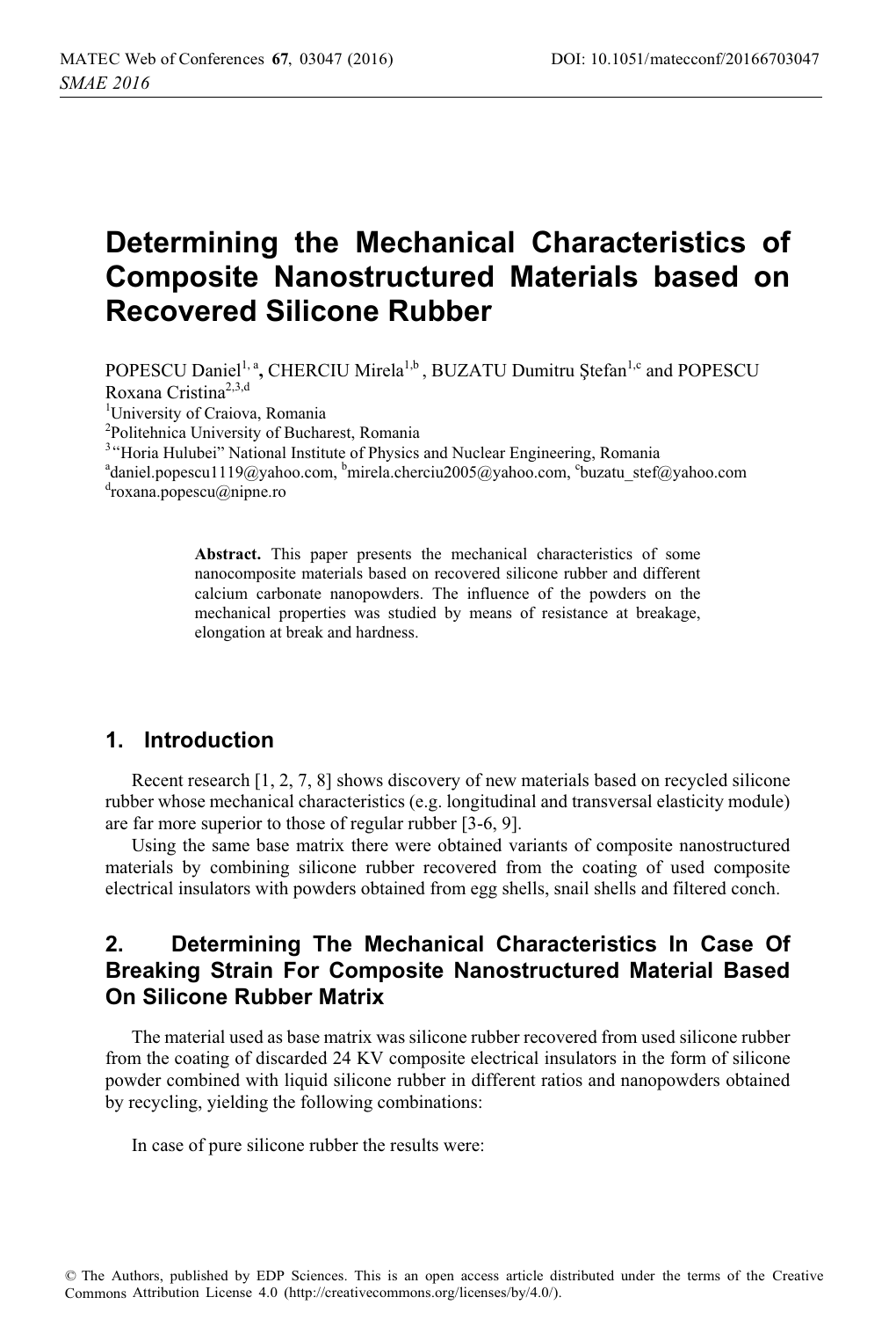# Determining the Mechanical Characteristics of Composite Nanostructured Materials based on Recovered Silicone Rubber

POPESCU Daniel[1, a], CHERCIU Mirela[1,b], BUZATU Dumitru Ştefan[1,c] and POPESCU Roxana Cristina[2,3,d]

[1]University of Craiova, Romania
[2]Politehnica University of Bucharest, Romania
[3]"Horia Hulubei" National Institute of Physics and Nuclear Engineering, Romania
[a]daniel.popescu1119@yahoo.com, [b]mirela.cherciu2005@yahoo.com, [c]buzatu_stef@yahoo.com
[d]roxana.popescu@nipne.ro

**Abstract.** This paper presents the mechanical characteristics of some nanocomposite materials based on recovered silicone rubber and different calcium carbonate nanopowders. The influence of the powders on the mechanical properties was studied by means of resistance at breakage, elongation at break and hardness.

## 1. Introduction

Recent research [1, 2, 7, 8] shows discovery of new materials based on recycled silicone rubber whose mechanical characteristics (e.g. longitudinal and transversal elasticity module) are far more superior to those of regular rubber [3-6, 9].

Using the same base matrix there were obtained variants of composite nanostructured materials by combining silicone rubber recovered from the coating of used composite electrical insulators with powders obtained from egg shells, snail shells and filtered conch.

## 2. Determining The Mechanical Characteristics In Case Of Breaking Strain For Composite Nanostructured Material Based On Silicone Rubber Matrix

The material used as base matrix was silicone rubber recovered from used silicone rubber from the coating of discarded 24 KV composite electrical insulators in the form of silicone powder combined with liquid silicone rubber in different ratios and nanopowders obtained by recycling, yielding the following combinations:

In case of pure silicone rubber the results were: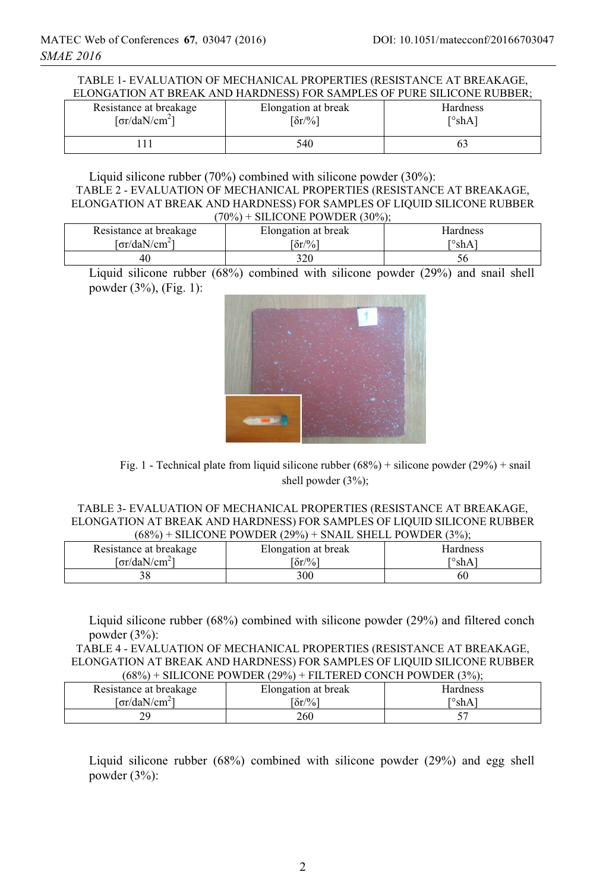TABLE 1- EVALUATION OF MECHANICAL PROPERTIES (RESISTANCE AT BREAKAGE, ELONGATION AT BREAK AND HARDNESS) FOR SAMPLES OF PURE SILICONE RUBBER;

| Resistance at breakage [σr/daN/cm$^2$] | Elongation at break [δr/%] | Hardness [°shA] |
|---|---|---|
| 111 | 540 | 63 |

Liquid silicone rubber (70%) combined with silicone powder (30%):

TABLE 2 - EVALUATION OF MECHANICAL PROPERTIES (RESISTANCE AT BREAKAGE, ELONGATION AT BREAK AND HARDNESS) FOR SAMPLES OF LIQUID SILICONE RUBBER (70%) + SILICONE POWDER (30%);

| Resistance at breakage [σr/daN/cm$^2$] | Elongation at break [δr/%] | Hardness [°shA] |
|---|---|---|
| 40 | 320 | 56 |

Liquid silicone rubber (68%) combined with silicone powder (29%) and snail shell powder (3%), (Fig. 1):

Fig. 1 - Technical plate from liquid silicone rubber (68%) + silicone powder (29%) + snail shell powder (3%);

TABLE 3- EVALUATION OF MECHANICAL PROPERTIES (RESISTANCE AT BREAKAGE, ELONGATION AT BREAK AND HARDNESS) FOR SAMPLES OF LIQUID SILICONE RUBBER (68%) + SILICONE POWDER (29%) + SNAIL SHELL POWDER (3%);

| Resistance at breakage [σr/daN/cm$^2$] | Elongation at break [δr/%] | Hardness [°shA] |
|---|---|---|
| 38 | 300 | 60 |

Liquid silicone rubber (68%) combined with silicone powder (29%) and filtered conch powder (3%):

TABLE 4 - EVALUATION OF MECHANICAL PROPERTIES (RESISTANCE AT BREAKAGE, ELONGATION AT BREAK AND HARDNESS) FOR SAMPLES OF LIQUID SILICONE RUBBER (68%) + SILICONE POWDER (29%) + FILTERED CONCH POWDER (3%);

| Resistance at breakage [σr/daN/cm$^2$] | Elongation at break [δr/%] | Hardness [°shA] |
|---|---|---|
| 29 | 260 | 57 |

Liquid silicone rubber (68%) combined with silicone powder (29%) and egg shell powder (3%):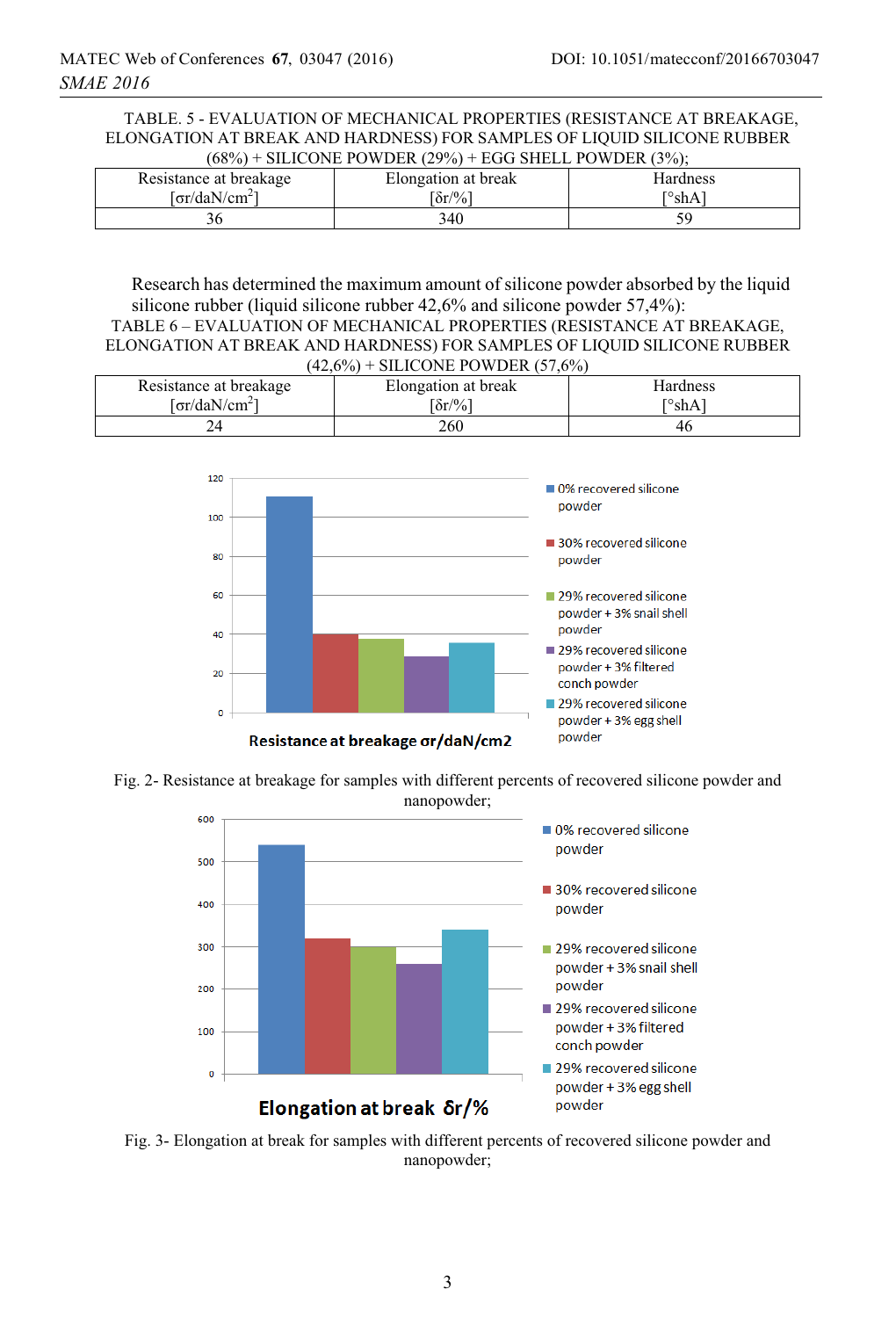TABLE. 5 - EVALUATION OF MECHANICAL PROPERTIES (RESISTANCE AT BREAKAGE, ELONGATION AT BREAK AND HARDNESS) FOR SAMPLES OF LIQUID SILICONE RUBBER (68%) + SILICONE POWDER (29%) + EGG SHELL POWDER (3%);

| Resistance at breakage [σr/daN/cm$^2$] | Elongation at break [δr/%] | Hardness [°shA] |
|---|---|---|
| 36 | 340 | 59 |

Research has determined the maximum amount of silicone powder absorbed by the liquid silicone rubber (liquid silicone rubber 42,6% and silicone powder 57,4%):

TABLE 6 – EVALUATION OF MECHANICAL PROPERTIES (RESISTANCE AT BREAKAGE, ELONGATION AT BREAK AND HARDNESS) FOR SAMPLES OF LIQUID SILICONE RUBBER (42,6%) + SILICONE POWDER (57,6%)

| Resistance at breakage [σr/daN/cm$^2$] | Elongation at break [δr/%] | Hardness [°shA] |
|---|---|---|
| 24 | 260 | 46 |

Fig. 2- Resistance at breakage for samples with different percents of recovered silicone powder and nanopowder;

Fig. 3- Elongation at break for samples with different percents of recovered silicone powder and nanopowder;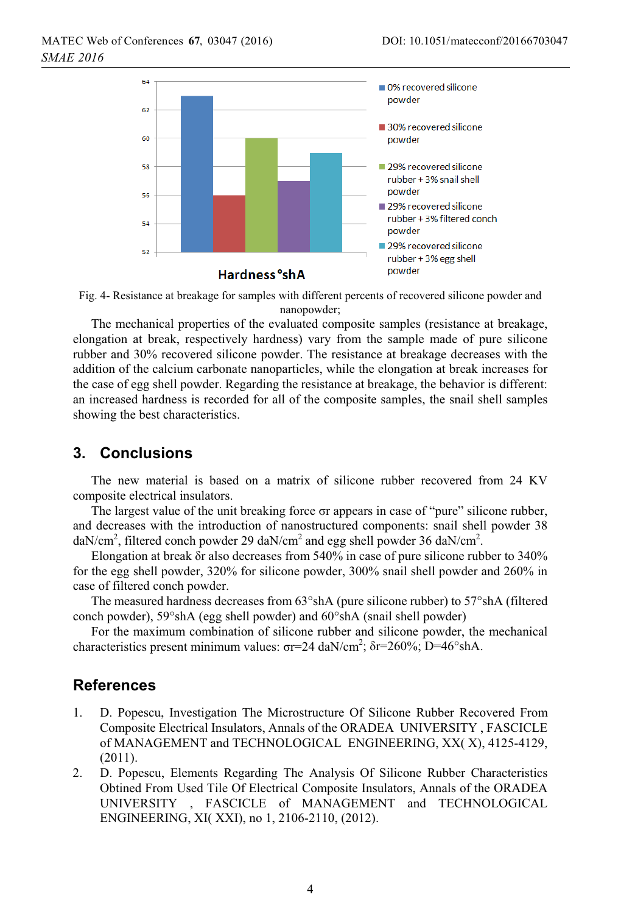Fig. 4- Resistance at breakage for samples with different percents of recovered silicone powder and nanopowder;

The mechanical properties of the evaluated composite samples (resistance at breakage, elongation at break, respectively hardness) vary from the sample made of pure silicone rubber and 30% recovered silicone powder. The resistance at breakage decreases with the addition of the calcium carbonate nanoparticles, while the elongation at break increases for the case of egg shell powder. Regarding the resistance at breakage, the behavior is different: an increased hardness is recorded for all of the composite samples, the snail shell samples showing the best characteristics.

## 3. Conclusions

The new material is based on a matrix of silicone rubber recovered from 24 KV composite electrical insulators.

The largest value of the unit breaking force σr appears in case of "pure" silicone rubber, and decreases with the introduction of nanostructured components: snail shell powder 38 daN/cm$^2$, filtered conch powder 29 daN/cm$^2$ and egg shell powder 36 daN/cm$^2$.

Elongation at break δr also decreases from 540% in case of pure silicone rubber to 340% for the egg shell powder, 320% for silicone powder, 300% snail shell powder and 260% in case of filtered conch powder.

The measured hardness decreases from 63°shA (pure silicone rubber) to 57°shA (filtered conch powder), 59°shA (egg shell powder) and 60°shA (snail shell powder)

For the maximum combination of silicone rubber and silicone powder, the mechanical characteristics present minimum values: σr=24 daN/cm$^2$; δr=260%; D=46°shA.

## References

1. D. Popescu, Investigation The Microstructure Of Silicone Rubber Recovered From Composite Electrical Insulators, Annals of the ORADEA UNIVERSITY , FASCICLE of MANAGEMENT and TECHNOLOGICAL ENGINEERING, XX( X), 4125-4129, (2011).
2. D. Popescu, Elements Regarding The Analysis Of Silicone Rubber Characteristics Obtined From Used Tile Of Electrical Composite Insulators, Annals of the ORADEA UNIVERSITY , FASCICLE of MANAGEMENT and TECHNOLOGICAL ENGINEERING, XI( XXI), no 1, 2106-2110, (2012).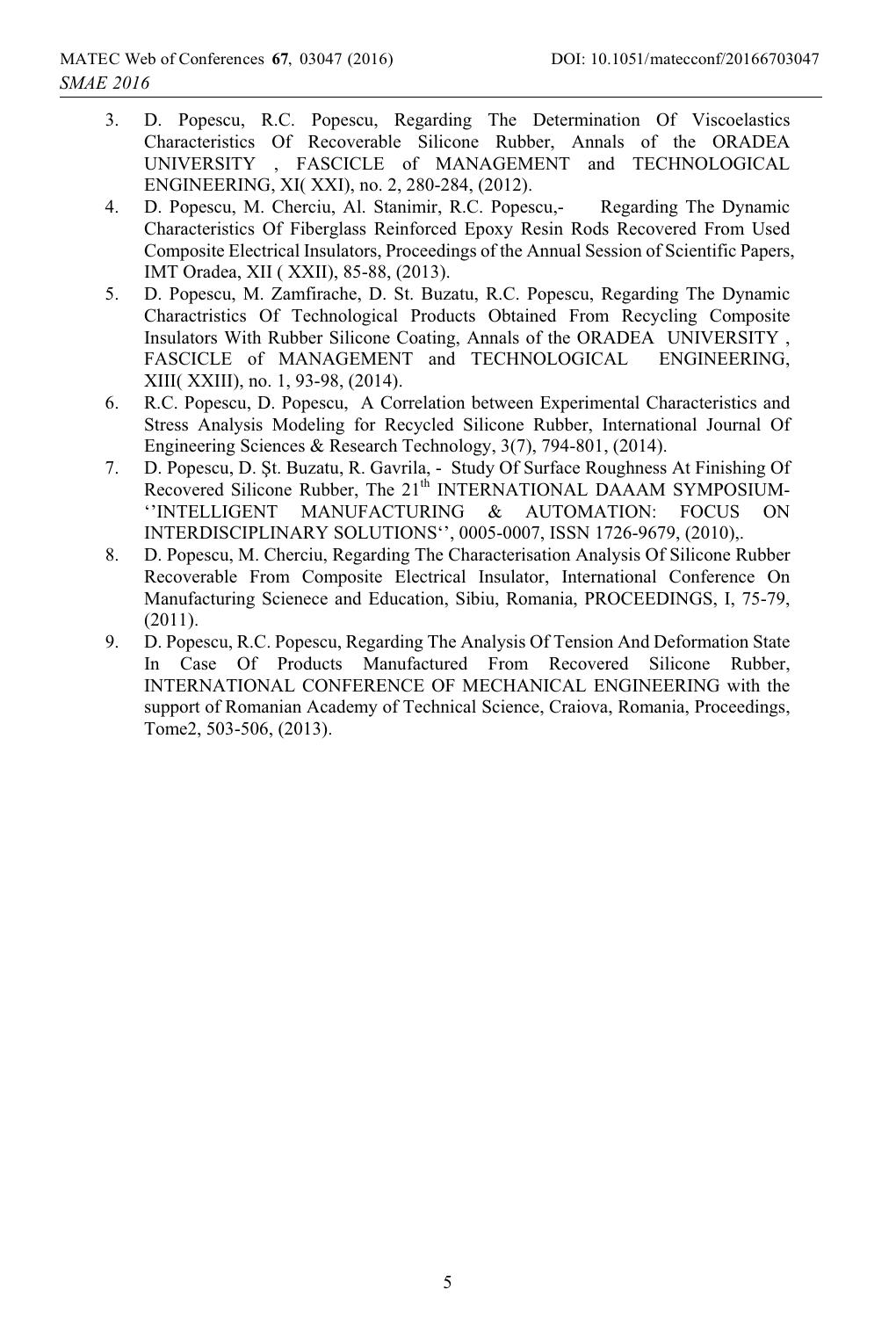3. D. Popescu, R.C. Popescu, Regarding The Determination Of Viscoelastics Characteristics Of Recoverable Silicone Rubber, Annals of the ORADEA UNIVERSITY , FASCICLE of MANAGEMENT and TECHNOLOGICAL ENGINEERING, XI( XXI), no. 2, 280-284, (2012).
4. D. Popescu, M. Cherciu, Al. Stanimir, R.C. Popescu,- Regarding The Dynamic Characteristics Of Fiberglass Reinforced Epoxy Resin Rods Recovered From Used Composite Electrical Insulators, Proceedings of the Annual Session of Scientific Papers, IMT Oradea, XII ( XXII), 85-88, (2013).
5. D. Popescu, M. Zamfirache, D. St. Buzatu, R.C. Popescu, Regarding The Dynamic Charactristics Of Technological Products Obtained From Recycling Composite Insulators With Rubber Silicone Coating, Annals of the ORADEA UNIVERSITY , FASCICLE of MANAGEMENT and TECHNOLOGICAL ENGINEERING, XIII( XXIII), no. 1, 93-98, (2014).
6. R.C. Popescu, D. Popescu, A Correlation between Experimental Characteristics and Stress Analysis Modeling for Recycled Silicone Rubber, International Journal Of Engineering Sciences & Research Technology, 3(7), 794-801, (2014).
7. D. Popescu, D. Şt. Buzatu, R. Gavrila, - Study Of Surface Roughness At Finishing Of Recovered Silicone Rubber, The 21th INTERNATIONAL DAAAM SYMPOSIUM- ''INTELLIGENT MANUFACTURING & AUTOMATION: FOCUS ON INTERDISCIPLINARY SOLUTIONS'', 0005-0007, ISSN 1726-9679, (2010),.
8. D. Popescu, M. Cherciu, Regarding The Characterisation Analysis Of Silicone Rubber Recoverable From Composite Electrical Insulator, International Conference On Manufacturing Scienece and Education, Sibiu, Romania, PROCEEDINGS, I, 75-79, (2011).
9. D. Popescu, R.C. Popescu, Regarding The Analysis Of Tension And Deformation State In Case Of Products Manufactured From Recovered Silicone Rubber, INTERNATIONAL CONFERENCE OF MECHANICAL ENGINEERING with the support of Romanian Academy of Technical Science, Craiova, Romania, Proceedings, Tome2, 503-506, (2013).